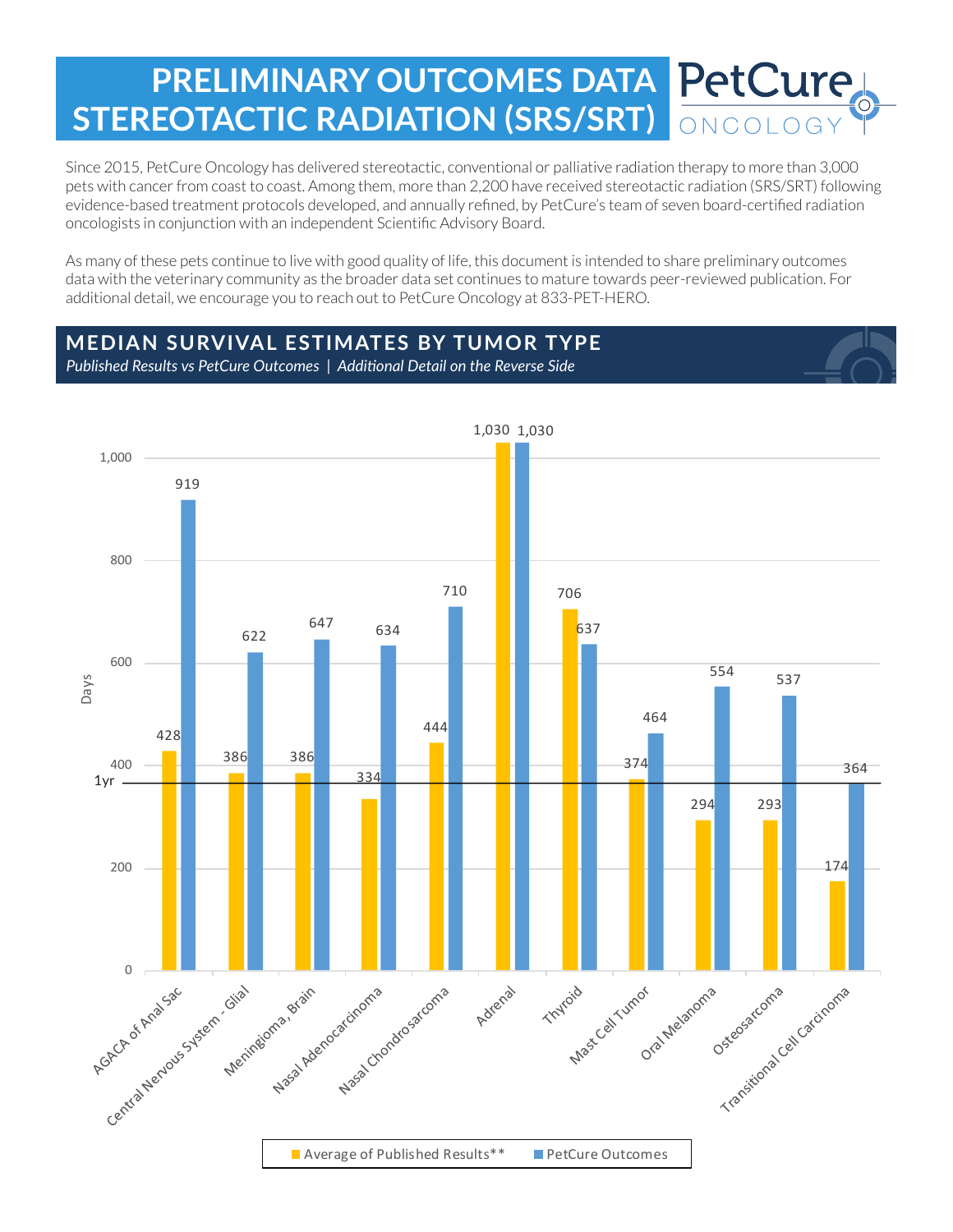# PRELIMINARY OUTCOMES DATA STEREOTACTIC RADIATION (SRS/SRT)

PetCure ONCOLOGY

Since 2015, PetCure Oncology has delivered stereotactic, conventional or palliative radiation therapy to more than 3,000 pets with cancer from coast to coast. Among them, more than 2,200 have received stereotactic radiation (SRS/SRT) following evidence-based treatment protocols developed, and annually refined, by PetCure's team of seven board-certified radiation oncologists in conjunction with an independent Scientific Advisory Board.

As many of these pets continue to live with good quality of life, this document is intended to share preliminary outcomes data with the veterinary community as the broader data set continues to mature towards peer-reviewed publication. For additional detail, we encourage you to reach out to PetCure Oncology at 833-PET-HERO.

## MEDIAN SURVIVAL ESTIMATES BY TUMOR TYPE

*Published Results vs PetCure Outcomes | Additional Detail on the Reverse Side*

| Tumor Type | Average of Published Results** (Days) | PetCure Outcomes (Days) |
|---|---|---|
| AGACA of Anal Sac | 428 | 919 |
| Central Nervous System - Glial | 386 | 622 |
| Meningioma, Brain | 386 | 647 |
| Nasal Adenocarcinoma | 334 | 634 |
| Nasal Chondrosarcoma | 444 | 710 |
| Adrenal | 1,030 | 1,030 |
| Thyroid | 706 | 637 |
| Mast Cell Tumor | 374 | 464 |
| Oral Melanoma | 294 | 554 |
| Osteosarcoma | 293 | 537 |
| Transitional Cell Carcinoma | 174 | 364 |

Days (reference line: 1yr)

Average of Published Results** | PetCure Outcomes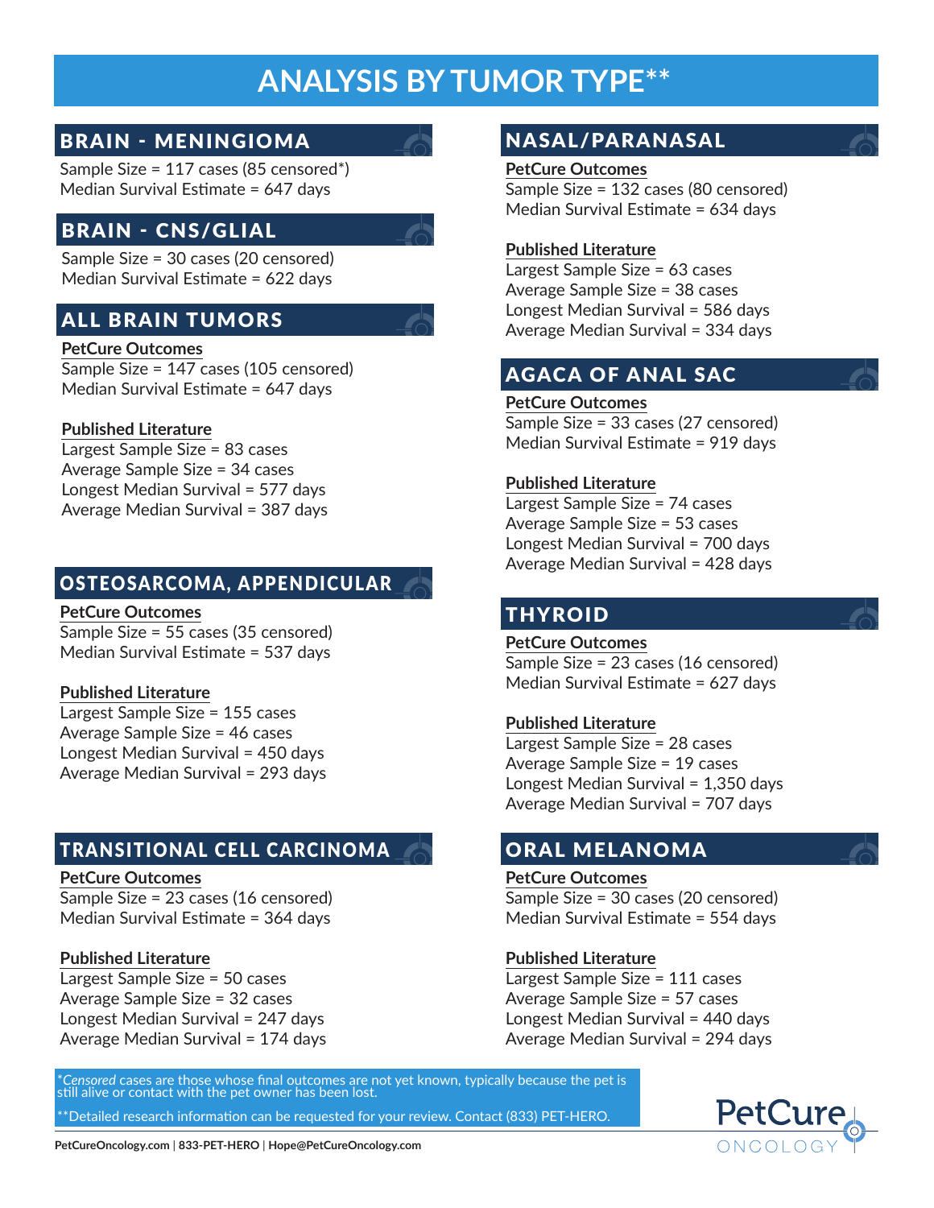# ANALYSIS BY TUMOR TYPE**

## BRAIN - MENINGIOMA

Sample Size = 117 cases (85 censored*)
Median Survival Estimate = 647 days

## BRAIN - CNS/GLIAL

Sample Size = 30 cases (20 censored)
Median Survival Estimate = 622 days

## ALL BRAIN TUMORS

**PetCure Outcomes**
Sample Size = 147 cases (105 censored)
Median Survival Estimate = 647 days

**Published Literature**
Largest Sample Size = 83 cases
Average Sample Size = 34 cases
Longest Median Survival = 577 days
Average Median Survival = 387 days

## OSTEOSARCOMA, APPENDICULAR

**PetCure Outcomes**
Sample Size = 55 cases (35 censored)
Median Survival Estimate = 537 days

**Published Literature**
Largest Sample Size = 155 cases
Average Sample Size = 46 cases
Longest Median Survival = 450 days
Average Median Survival = 293 days

## TRANSITIONAL CELL CARCINOMA

**PetCure Outcomes**
Sample Size = 23 cases (16 censored)
Median Survival Estimate = 364 days

**Published Literature**
Largest Sample Size = 50 cases
Average Sample Size = 32 cases
Longest Median Survival = 247 days
Average Median Survival = 174 days

## NASAL/PARANASAL

**PetCure Outcomes**
Sample Size = 132 cases (80 censored)
Median Survival Estimate = 634 days

**Published Literature**
Largest Sample Size = 63 cases
Average Sample Size = 38 cases
Longest Median Survival = 586 days
Average Median Survival = 334 days

## AGACA OF ANAL SAC

**PetCure Outcomes**
Sample Size = 33 cases (27 censored)
Median Survival Estimate = 919 days

**Published Literature**
Largest Sample Size = 74 cases
Average Sample Size = 53 cases
Longest Median Survival = 700 days
Average Median Survival = 428 days

## THYROID

**PetCure Outcomes**
Sample Size = 23 cases (16 censored)
Median Survival Estimate = 627 days

**Published Literature**
Largest Sample Size = 28 cases
Average Sample Size = 19 cases
Longest Median Survival = 1,350 days
Average Median Survival = 707 days

## ORAL MELANOMA

**PetCure Outcomes**
Sample Size = 30 cases (20 censored)
Median Survival Estimate = 554 days

**Published Literature**
Largest Sample Size = 111 cases
Average Sample Size = 57 cases
Longest Median Survival = 440 days
Average Median Survival = 294 days

*_Censored_ cases are those whose final outcomes are not yet known, typically because the pet is still alive or contact with the pet owner has been lost.

**Detailed research information can be requested for your review. Contact (833) PET-HERO.

PetCureOncology.com | 833-PET-HERO | Hope@PetCureOncology.com

PetCure ONCOLOGY